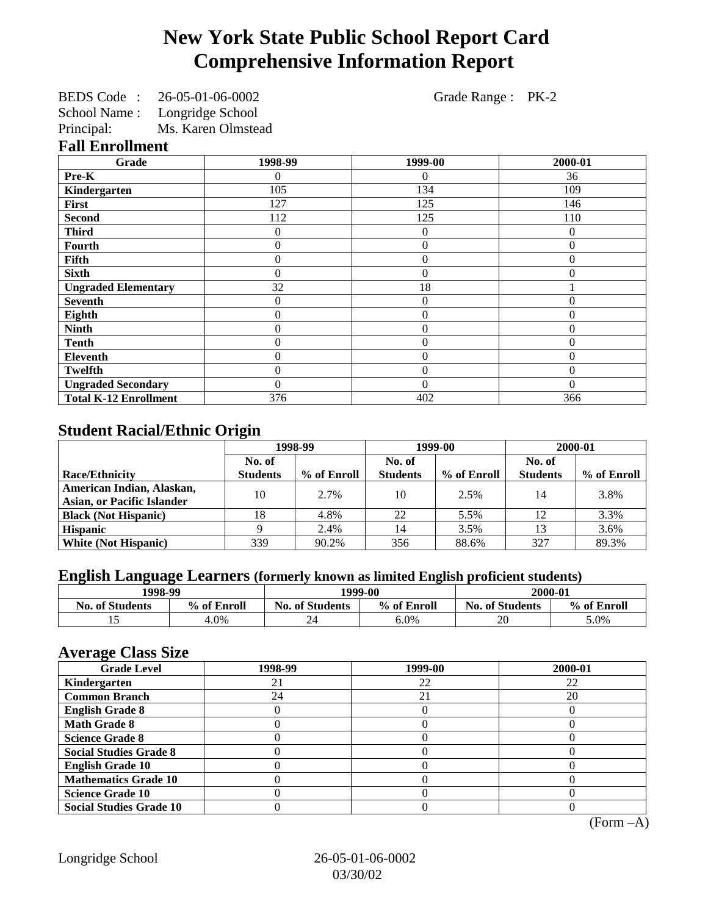# New York State Public School Report Card
# Comprehensive Information Report

BEDS Code : 26-05-01-06-0002 Grade Range : PK-2
School Name : Longridge School
Principal: Ms. Karen Olmstead

## Fall Enrollment

| Grade | 1998-99 | 1999-00 | 2000-01 |
|---|---|---|---|
| Pre-K | 0 | 0 | 36 |
| Kindergarten | 105 | 134 | 109 |
| First | 127 | 125 | 146 |
| Second | 112 | 125 | 110 |
| Third | 0 | 0 | 0 |
| Fourth | 0 | 0 | 0 |
| Fifth | 0 | 0 | 0 |
| Sixth | 0 | 0 | 0 |
| Ungraded Elementary | 32 | 18 | 1 |
| Seventh | 0 | 0 | 0 |
| Eighth | 0 | 0 | 0 |
| Ninth | 0 | 0 | 0 |
| Tenth | 0 | 0 | 0 |
| Eleventh | 0 | 0 | 0 |
| Twelfth | 0 | 0 | 0 |
| Ungraded Secondary | 0 | 0 | 0 |
| Total K-12 Enrollment | 376 | 402 | 366 |

## Student Racial/Ethnic Origin

| | 1998-99 | | 1999-00 | | 2000-01 | |
|---|---|---|---|---|---|---|
| Race/Ethnicity | No. of Students | % of Enroll | No. of Students | % of Enroll | No. of Students | % of Enroll |
| American Indian, Alaskan, Asian, or Pacific Islander | 10 | 2.7% | 10 | 2.5% | 14 | 3.8% |
| Black (Not Hispanic) | 18 | 4.8% | 22 | 5.5% | 12 | 3.3% |
| Hispanic | 9 | 2.4% | 14 | 3.5% | 13 | 3.6% |
| White (Not Hispanic) | 339 | 90.2% | 356 | 88.6% | 327 | 89.3% |

## English Language Learners (formerly known as limited English proficient students)

| 1998-99 | | 1999-00 | | 2000-01 | |
|---|---|---|---|---|---|
| No. of Students | % of Enroll | No. of Students | % of Enroll | No. of Students | % of Enroll |
| 15 | 4.0% | 24 | 6.0% | 20 | 5.0% |

## Average Class Size

| Grade Level | 1998-99 | 1999-00 | 2000-01 |
|---|---|---|---|
| Kindergarten | 21 | 22 | 22 |
| Common Branch | 24 | 21 | 20 |
| English Grade 8 | 0 | 0 | 0 |
| Math Grade 8 | 0 | 0 | 0 |
| Science Grade 8 | 0 | 0 | 0 |
| Social Studies Grade 8 | 0 | 0 | 0 |
| English Grade 10 | 0 | 0 | 0 |
| Mathematics Grade 10 | 0 | 0 | 0 |
| Science Grade 10 | 0 | 0 | 0 |
| Social Studies Grade 10 | 0 | 0 | 0 |

(Form –A)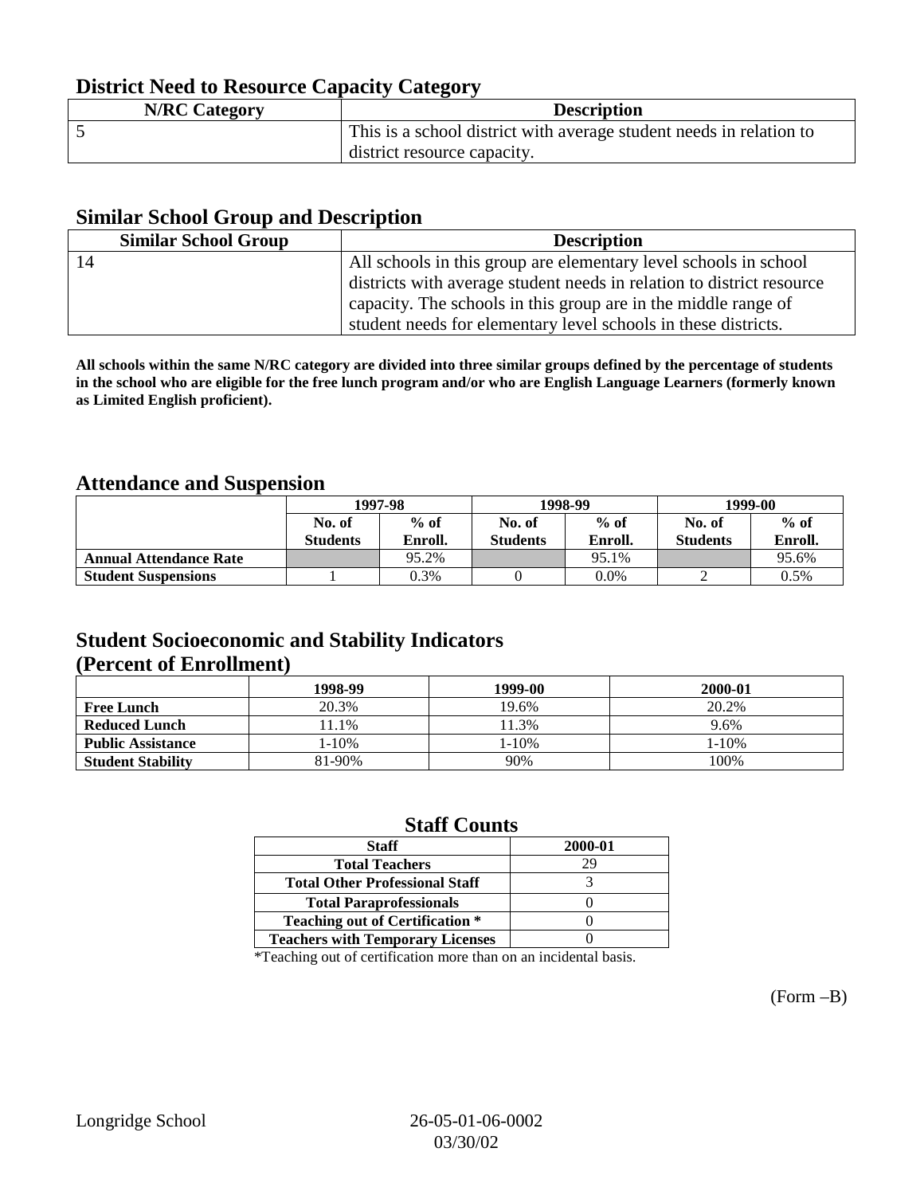## District Need to Resource Capacity Category

| N/RC Category | Description |
|---|---|
| 5 | This is a school district with average student needs in relation to district resource capacity. |

## Similar School Group and Description

| Similar School Group | Description |
|---|---|
| 14 | All schools in this group are elementary level schools in school districts with average student needs in relation to district resource capacity. The schools in this group are in the middle range of student needs for elementary level schools in these districts. |

**All schools within the same N/RC category are divided into three similar groups defined by the percentage of students in the school who are eligible for the free lunch program and/or who are English Language Learners (formerly known as Limited English proficient).**

## Attendance and Suspension

| | 1997-98 | | 1998-99 | | 1999-00 | |
|---|---|---|---|---|---|---|
| | No. of Students | % of Enroll. | No. of Students | % of Enroll. | No. of Students | % of Enroll. |
| **Annual Attendance Rate** | | 95.2% | | 95.1% | | 95.6% |
| **Student Suspensions** | 1 | 0.3% | 0 | 0.0% | 2 | 0.5% |

## Student Socioeconomic and Stability Indicators (Percent of Enrollment)

| | 1998-99 | 1999-00 | 2000-01 |
|---|---|---|---|
| **Free Lunch** | 20.3% | 19.6% | 20.2% |
| **Reduced Lunch** | 11.1% | 11.3% | 9.6% |
| **Public Assistance** | 1-10% | 1-10% | 1-10% |
| **Student Stability** | 81-90% | 90% | 100% |

## Staff Counts

| Staff | 2000-01 |
|---|---|
| Total Teachers | 29 |
| Total Other Professional Staff | 3 |
| Total Paraprofessionals | 0 |
| Teaching out of Certification * | 0 |
| Teachers with Temporary Licenses | 0 |

*Teaching out of certification more than on an incidental basis.

(Form –B)

Longridge School 26-05-01-06-0002 03/30/02